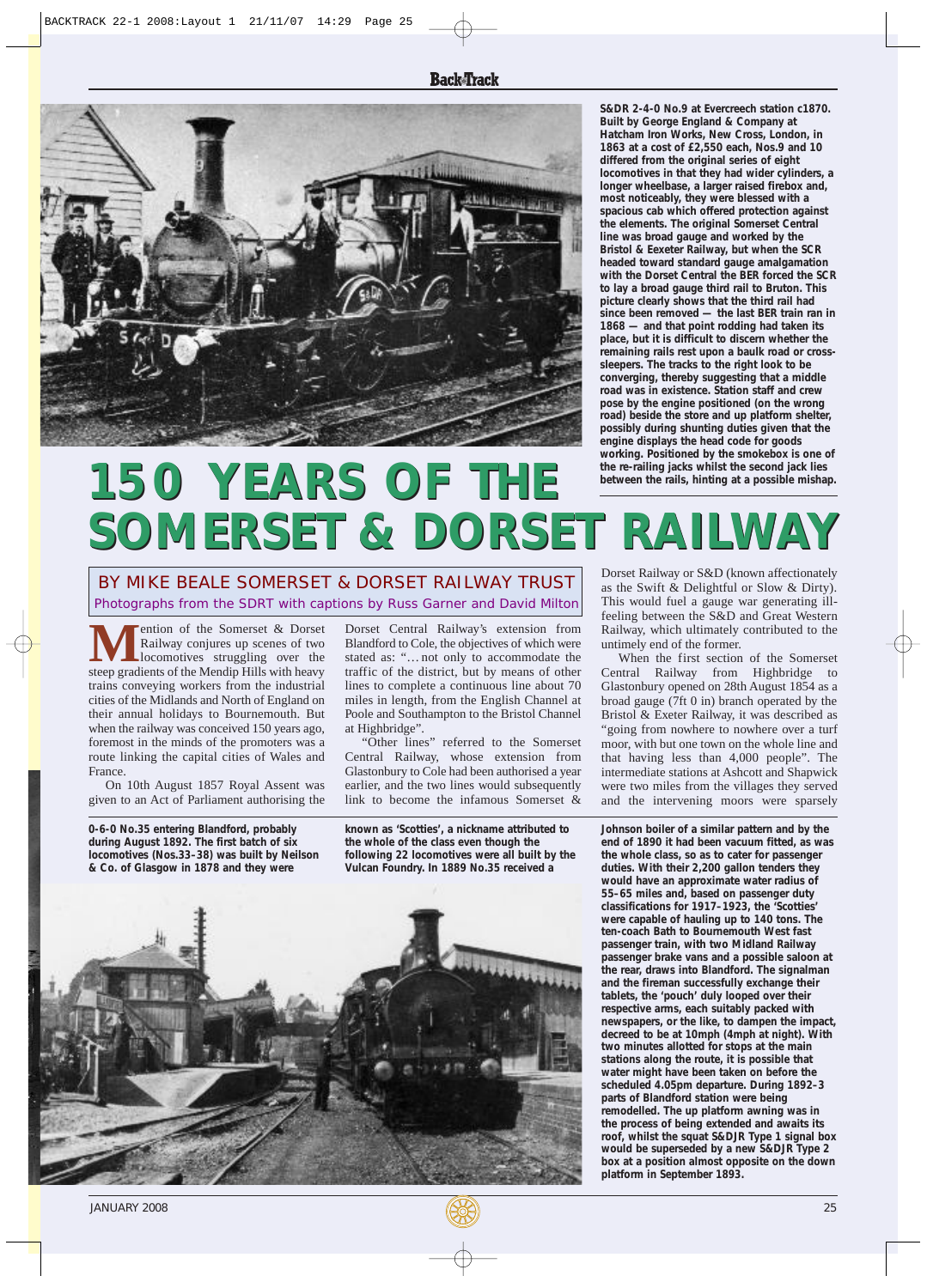S&DR 2-4-0 No.9 at Evercreech station c1870. Built by George England & Company at Hatcham Iron Works, New Cross, London, in 1863 at a cost of £2,550 each, Nos.9 and 10 differed from the original series of eight locomotives in that they had wider cylinders, a longer wheelbase, a larger raised firebox and, most noticeably, they were blessed with a spacious cab which offered protection against the elements. The original Somerset Central line was broad gauge and worked by the Bristol & Exeter Railway, but when the SCR headed toward standard gauge amalgamation with the Dorset Central the BER forced the SCR to lay a broad gauge third rail to Bruton. This picture clearly shows that the third rail had since been removed — the last BER train ran in 1868 — and that point rodding had taken its place, but it is difficult to discern whether the remaining rails rest upon a baulk road or cross-sleepers. The tracks to the right look to be converging, thereby suggesting that a middle road was in existence. Station staff and crew pose by the engine positioned (on the wrong road) beside the store and up platform shelter, possibly during shunting duties given that the engine displays the head code for goods working. Positioned by the smokebox is one of the re-railing jacks whilst the second jack lies between the rails, hinting at a possible mishap.

# 150 YEARS OF THE SOMERSET & DORSET RAILWAY

## BY MIKE BEALE SOMERSET & DORSET RAILWAY TRUST

*Photographs from the SDRT with captions by Russ Garner and David Milton*

Mention of the Somerset & Dorset Railway conjures up scenes of two locomotives struggling over the steep gradients of the Mendip Hills with heavy trains conveying workers from the industrial cities of the Midlands and North of England on their annual holidays to Bournemouth. But when the railway was conceived 150 years ago, foremost in the minds of the promoters was a route linking the capital cities of Wales and France.

On 10th August 1857 Royal Assent was given to an Act of Parliament authorising the Dorset Central Railway's extension from Blandford to Cole, the objectives of which were stated as: "… not only to accommodate the traffic of the district, but by means of other lines to complete a continuous line about 70 miles in length, from the English Channel at Poole and Southampton to the Bristol Channel at Highbridge".

"Other lines" referred to the Somerset Central Railway, whose extension from Glastonbury to Cole had been authorised a year earlier, and the two lines would subsequently link to become the infamous Somerset & Dorset Railway or S&D (known affectionately as the Swift & Delightful or Slow & Dirty). This would fuel a gauge war generating ill-feeling between the S&D and Great Western Railway, which ultimately contributed to the untimely end of the former.

When the first section of the Somerset Central Railway from Highbridge to Glastonbury opened on 28th August 1854 as a broad gauge (7ft 0 in) branch operated by the Bristol & Exeter Railway, it was described as "going from nowhere to nowhere over a turf moor, with but one town on the whole line and that having less than 4,000 people". The intermediate stations at Ashcott and Shapwick were two miles from the villages they served and the intervening moors were sparsely

0-6-0 No.35 entering Blandford, probably during August 1892. The first batch of six locomotives (Nos.33–38) was built by Neilson & Co. of Glasgow in 1878 and they were known as 'Scotties', a nickname attributed to the whole of the class even though the following 22 locomotives were all built by the Vulcan Foundry. In 1889 No.35 received a Johnson boiler of a similar pattern and by the end of 1890 it had been vacuum fitted, as was the whole class, so as to cater for passenger duties. With their 2,200 gallon tenders they would have an approximate water radius of 55–65 miles and, based on passenger duty classifications for 1917–1923, the 'Scotties' were capable of hauling up to 140 tons. The ten-coach Bath to Bournemouth West fast passenger train, with two Midland Railway passenger brake vans and a possible saloon at the rear, draws into Blandford. The signalman and the fireman successfully exchange their tablets, the 'pouch' duly looped over their respective arms, each suitably packed with newspapers, or the like, to dampen the impact, decreed to be at 10mph (4mph at night). With two minutes allotted for stops at the main stations along the route, it is possible that water might have been taken on before the scheduled 4.05pm departure. During 1892–3 parts of Blandford station were being remodelled. The up platform awning was in the process of being extended and awaits its roof, whilst the squat S&DJR Type 1 signal box would be superseded by a new S&DJR Type 2 box at a position almost opposite on the down platform in September 1893.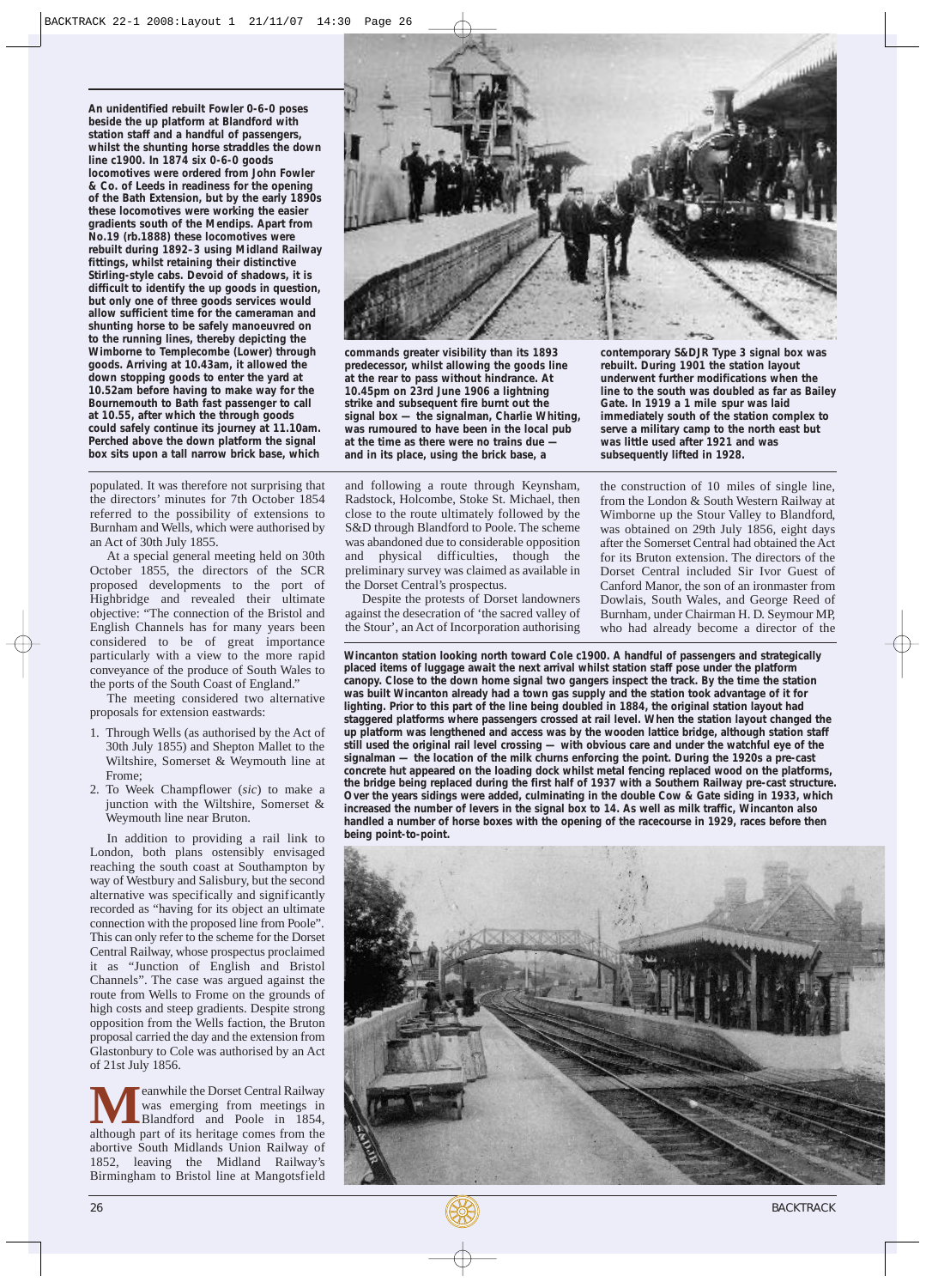An unidentified rebuilt Fowler 0-6-0 poses beside the up platform at Blandford with station staff and a handful of passengers, whilst the shunting horse straddles the down line c1900. In 1874 six 0-6-0 goods locomotives were ordered from John Fowler & Co. of Leeds in readiness for the opening of the Bath Extension, but by the early 1890s these locomotives were working the easier gradients south of the Mendips. Apart from No.19 (rb.1888) these locomotives were rebuilt during 1892–3 using Midland Railway fittings, whilst retaining their distinctive Stirling-style cabs. Devoid of shadows, it is difficult to identify the up goods in question, but only one of three goods services would allow sufficient time for the cameraman and shunting horse to be safely manoeuvred on to the running lines, thereby depicting the Wimborne to Templecombe (Lower) through goods. Arriving at 10.43am, it allowed the down stopping goods to enter the yard at 10.52am before having to make way for the Bournemouth to Bath fast passenger to call at 10.55, after which the through goods could safely continue its journey at 11.10am. Perched above the down platform the signal box sits upon a tall narrow brick base, which commands greater visibility than its 1893 predecessor, whilst allowing the goods line at the rear to pass without hindrance. At 10.45pm on 23rd June 1906 a lightning strike and subsequent fire burnt out the signal box — the signalman, Charlie Whiting, was rumoured to have been in the local pub at the time as there were no trains due — and in its place, using the brick base, a contemporary S&DJR Type 3 signal box was rebuilt. During 1901 the station layout underwent further modifications when the line to the south was doubled as far as Bailey Gate. In 1919 a 1 mile spur was laid immediately south of the station complex to serve a military camp to the north east but was little used after 1921 and was subsequently lifted in 1928.

populated. It was therefore not surprising that the directors' minutes for 7th October 1854 referred to the possibility of extensions to Burnham and Wells, which were authorised by an Act of 30th July 1855.

At a special general meeting held on 30th October 1855, the directors of the SCR proposed developments to the port of Highbridge and revealed their ultimate objective: "The connection of the Bristol and English Channels has for many years been considered to be of great importance particularly with a view to the more rapid conveyance of the produce of South Wales to the ports of the South Coast of England."

The meeting considered two alternative proposals for extension eastwards:

1. Through Wells (as authorised by the Act of 30th July 1855) and Shepton Mallet to the Wiltshire, Somerset & Weymouth line at Frome;
2. To Week Champflower (*sic*) to make a junction with the Wiltshire, Somerset & Weymouth line near Bruton.

In addition to providing a rail link to London, both plans ostensibly envisaged reaching the south coast at Southampton by way of Westbury and Salisbury, but the second alternative was specifically and significantly recorded as "having for its object an ultimate connection with the proposed line from Poole". This can only refer to the scheme for the Dorset Central Railway, whose prospectus proclaimed it as "Junction of English and Bristol Channels". The case was argued against the route from Wells to Frome on the grounds of high costs and steep gradients. Despite strong opposition from the Wells faction, the Bruton proposal carried the day and the extension from Glastonbury to Cole was authorised by an Act of 21st July 1856.

Meanwhile the Dorset Central Railway was emerging from meetings in Blandford and Poole in 1854, although part of its heritage comes from the abortive South Midlands Union Railway of 1852, leaving the Midland Railway's Birmingham to Bristol line at Mangotsfield and following a route through Keynsham, Radstock, Holcombe, Stoke St. Michael, then close to the route ultimately followed by the S&D through Blandford to Poole. The scheme was abandoned due to considerable opposition and physical difficulties, though the preliminary survey was claimed as available in the Dorset Central's prospectus.

Despite the protests of Dorset landowners against the desecration of 'the sacred valley of the Stour', an Act of Incorporation authorising the construction of 10 miles of single line, from the London & South Western Railway at Wimborne up the Stour Valley to Blandford, was obtained on 29th July 1856, eight days after the Somerset Central had obtained the Act for its Bruton extension. The directors of the Dorset Central included Sir Ivor Guest of Canford Manor, the son of an ironmaster from Dowlais, South Wales, and George Reed of Burnham, under Chairman H. D. Seymour MP, who had already become a director of the

Wincanton station looking north toward Cole c1900. A handful of passengers and strategically placed items of luggage await the next arrival whilst station staff pose under the platform canopy. Close to the down home signal two gangers inspect the track. By the time the station was built Wincanton already had a town gas supply and the station took advantage of it for lighting. Prior to this part of the line being doubled in 1884, the original station layout had staggered platforms where passengers crossed at rail level. When the station layout changed the up platform was lengthened and access was by the wooden lattice bridge, although station staff still used the original rail level crossing — with obvious care and under the watchful eye of the signalman — the location of the milk churns enforcing the point. During the 1920s a pre-cast concrete hut appeared on the loading dock whilst metal fencing replaced wood on the platforms, the bridge being replaced during the first half of 1937 with a Southern Railway pre-cast structure. Over the years sidings were added, culminating in the double Cow & Gate siding in 1933, which increased the number of levers in the signal box to 14. As well as milk traffic, Wincanton also handled a number of horse boxes with the opening of the racecourse in 1929, races before then being point-to-point.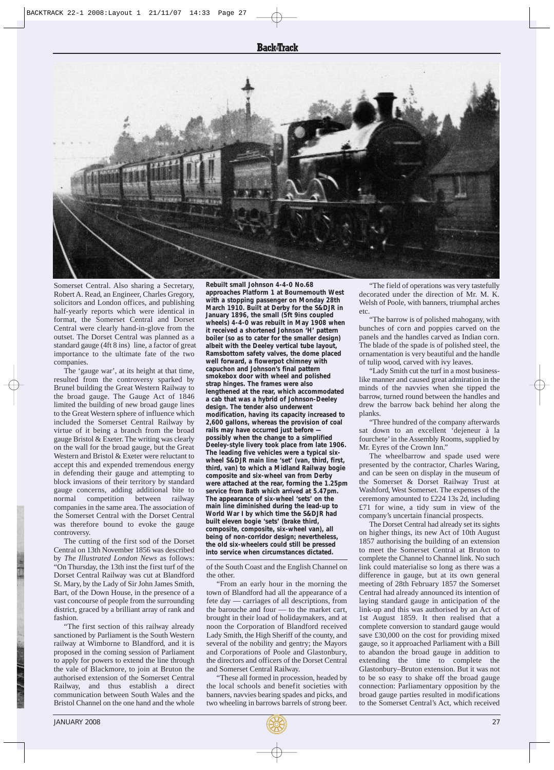Somerset Central. Also sharing a Secretary, Robert A. Read, an Engineer, Charles Gregory, solicitors and London offices, and publishing half-yearly reports which were identical in format, the Somerset Central and Dorset Central were clearly hand-in-glove from the outset. The Dorset Central was planned as a standard gauge (4ft 8 ins) line, a factor of great importance to the ultimate fate of the two companies.

The 'gauge war', at its height at that time, resulted from the controversy sparked by Brunel building the Great Western Railway to the broad gauge. The Gauge Act of 1846 limited the building of new broad gauge lines to the Great Western sphere of influence which included the Somerset Central Railway by virtue of it being a branch from the broad gauge Bristol & Exeter. The writing was clearly on the wall for the broad gauge, but the Great Western and Bristol & Exeter were reluctant to accept this and expended tremendous energy in defending their gauge and attempting to block invasions of their territory by standard gauge concerns, adding additional bite to normal competition between railway companies in the same area. The association of the Somerset Central with the Dorset Central was therefore bound to evoke the gauge controversy.

The cutting of the first sod of the Dorset Central on 13th November 1856 was described by *The Illustrated London News* as follows: "On Thursday, the 13th inst the first turf of the Dorset Central Railway was cut at Blandford St. Mary, by the Lady of Sir John James Smith, Bart, of the Down House, in the presence of a vast concourse of people from the surrounding district, graced by a brilliant array of rank and fashion.

"The first section of this railway already sanctioned by Parliament is the South Western railway at Wimborne to Blandford, and it is proposed in the coming session of Parliament to apply for powers to extend the line through the vale of Blackmore, to join at Bruton the authorised extension of the Somerset Central Railway, and thus establish a direct communication between South Wales and the Bristol Channel on the one hand and the whole of the South Coast and the English Channel on the other.

"From an early hour in the morning the town of Blandford had all the appearance of a fete day — carriages of all descriptions, from the barouche and four — to the market cart, brought in their load of holidaymakers, and at noon the Corporation of Blandford received Lady Smith, the High Sheriff of the county, and several of the nobility and gentry; the Mayors and Corporations of Poole and Glastonbury, the directors and officers of the Dorset Central and Somerset Central Railway.

"These all formed in procession, headed by the local schools and benefit societies with banners, navvies bearing spades and picks, and two wheeling in barrows barrels of strong beer.

"The field of operations was very tastefully decorated under the direction of Mr. M. K. Welsh of Poole, with banners, triumphal arches etc.

"The barrow is of polished mahogany, with bunches of corn and poppies carved on the panels and the handles carved as Indian corn. The blade of the spade is of polished steel, the ornamentation is very beautiful and the handle of tulip wood, carved with ivy leaves.

"Lady Smith cut the turf in a most business-like manner and caused great admiration in the minds of the navvies when she tipped the barrow, turned round between the handles and drew the barrow back behind her along the planks.

"Three hundred of the company afterwards sat down to an excellent 'dejeneur à la fourchete' in the Assembly Rooms, supplied by Mr. Eyres of the Crown Inn."

The wheelbarrow and spade used were presented by the contractor, Charles Waring, and can be seen on display in the museum of the Somerset & Dorset Railway Trust at Washford, West Somerset. The expenses of the ceremony amounted to £224 13s 2d, including £71 for wine, a tidy sum in view of the company's uncertain financial prospects.

The Dorset Central had already set its sights on higher things, its new Act of 10th August 1857 authorising the building of an extension to meet the Somerset Central at Bruton to complete the Channel to Channel link. No such link could materialise so long as there was a difference in gauge, but at its own general meeting of 28th February 1857 the Somerset Central had already announced its intention of laying standard gauge in anticipation of the link-up and this was authorised by an Act of 1st August 1859. It then realised that a complete conversion to standard gauge would save £30,000 on the cost for providing mixed gauge, so it approached Parliament with a Bill to abandon the broad gauge in addition to extending the time to complete the Glastonbury–Bruton extension. But it was not to be so easy to shake off the broad gauge connection: Parliamentary opposition by the broad gauge parties resulted in modifications to the Somerset Central's Act, which received

**Rebuilt small Johnson 4-4-0 No.68 approaches Platform 1 at Bournemouth West with a stopping passenger on Monday 28th March 1910. Built at Derby for the S&DJR in January 1896, the small (5ft 9ins coupled wheels) 4-4-0 was rebuilt in May 1908 when it received a shortened Johnson 'H' pattern boiler (so as to cater for the smaller design) albeit with the Deeley vertical tube layout, Ramsbottom safety valves, the dome placed well forward, a flowerpot chimney with capuchon and Johnson's final pattern smokebox door with wheel and polished strap hinges. The frames were also lengthened at the rear, which accommodated a cab that was a hybrid of Johnson-Deeley design. The tender also underwent modification, having its capacity increased to 2,600 gallons, whereas the provision of coal rails may have occurred just before — possibly when the change to a simplified Deeley-style livery took place from late 1906. The leading five vehicles were a typical six-wheel S&DJR main line 'set' (van, third, first, third, van) to which a Midland Railway bogie composite and six-wheel van from Derby were attached at the rear, forming the 1.25pm service from Bath which arrived at 5.47pm. The appearance of six-wheel 'sets' on the main line diminished during the lead-up to World War I by which time the S&DJR had built eleven bogie 'sets' (brake third, composite, composite, six-wheel van), all being of non-corridor design; nevertheless, the old six-wheelers could still be pressed into service when circumstances dictated.**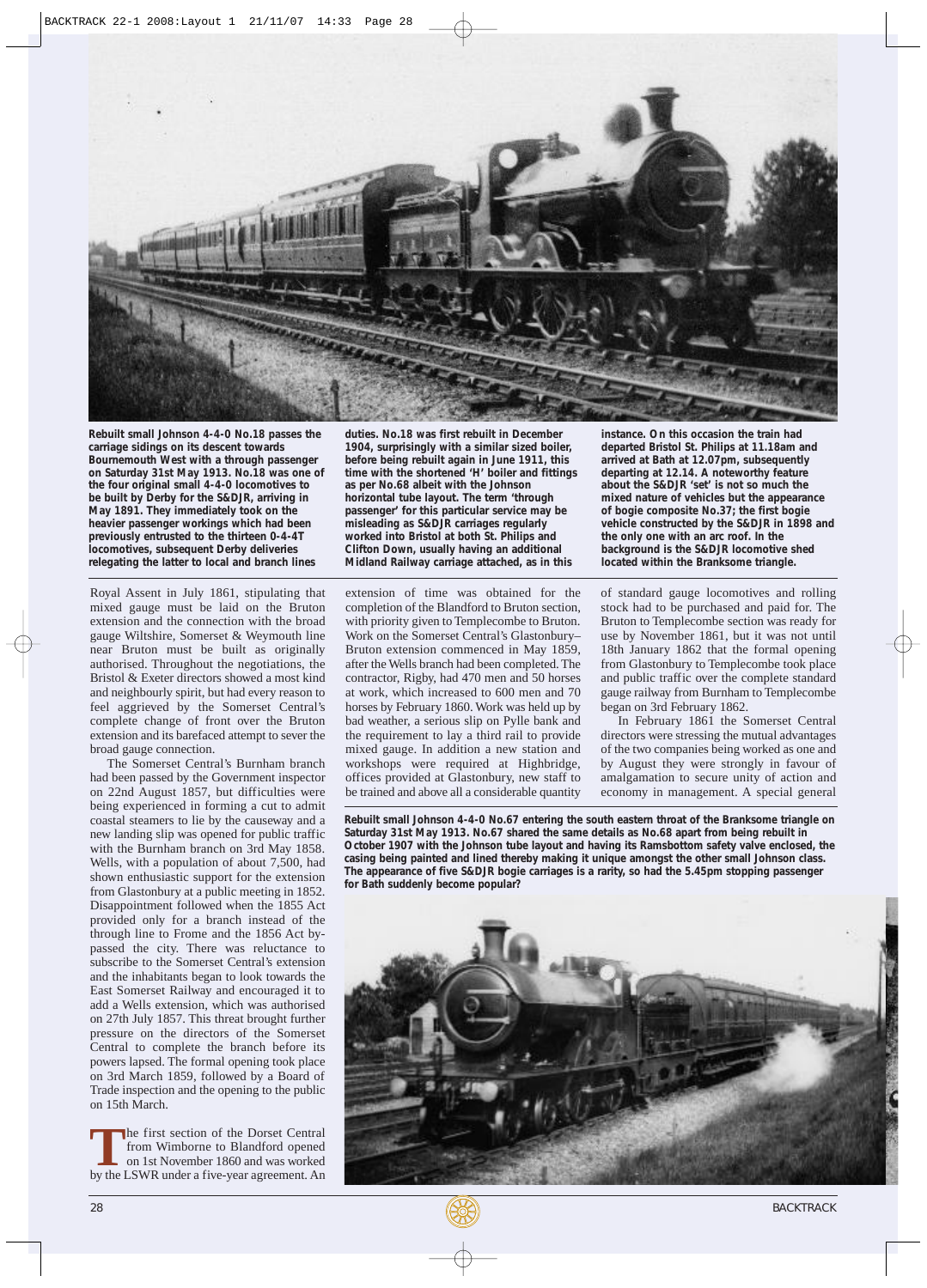Rebuilt small Johnson 4-4-0 No.18 passes the carriage sidings on its descent towards Bournemouth West with a through passenger on Saturday 31st May 1913. No.18 was one of the four original small 4-4-0 locomotives to be built by Derby for the S&DJR, arriving in May 1891. They immediately took on the heavier passenger workings which had been previously entrusted to the thirteen 0-4-4T locomotives, subsequent Derby deliveries relegating the latter to local and branch lines duties. No.18 was first rebuilt in December 1904, surprisingly with a similar sized boiler, before being rebuilt again in June 1911, this time with the shortened 'H' boiler and fittings as per No.68 albeit with the Johnson horizontal tube layout. The term 'through passenger' for this particular service may be misleading as S&DJR carriages regularly worked into Bristol at both St. Philips and Clifton Down, usually having an additional Midland Railway carriage attached, as in this instance. On this occasion the train had departed Bristol St. Philips at 11.18am and arrived at Bath at 12.07pm, subsequently departing at 12.14. A noteworthy feature about the S&DJR 'set' is not so much the mixed nature of vehicles but the appearance of bogie composite No.37; the first bogie vehicle constructed by the S&DJR in 1898 and the only one with an arc roof. In the background is the S&DJR locomotive shed located within the Branksome triangle.

Royal Assent in July 1861, stipulating that mixed gauge must be laid on the Bruton extension and the connection with the broad gauge Wiltshire, Somerset & Weymouth line near Bruton must be built as originally authorised. Throughout the negotiations, the Bristol & Exeter directors showed a most kind and neighbourly spirit, but had every reason to feel aggrieved by the Somerset Central's complete change of front over the Bruton extension and its barefaced attempt to sever the broad gauge connection.

The Somerset Central's Burnham branch had been passed by the Government inspector on 22nd August 1857, but difficulties were being experienced in forming a cut to admit coastal steamers to lie by the causeway and a new landing slip was opened for public traffic with the Burnham branch on 3rd May 1858. Wells, with a population of about 7,500, had shown enthusiastic support for the extension from Glastonbury at a public meeting in 1852. Disappointment followed when the 1855 Act provided only for a branch instead of the through line to Frome and the 1856 Act by-passed the city. There was reluctance to subscribe to the Somerset Central's extension and the inhabitants began to look towards the East Somerset Railway and encouraged it to add a Wells extension, which was authorised on 27th July 1857. This threat brought further pressure on the directors of the Somerset Central to complete the branch before its powers lapsed. The formal opening took place on 3rd March 1859, followed by a Board of Trade inspection and the opening to the public on 15th March.

The first section of the Dorset Central from Wimborne to Blandford opened on 1st November 1860 and was worked by the LSWR under a five-year agreement. An extension of time was obtained for the completion of the Blandford to Bruton section, with priority given to Templecombe to Bruton. Work on the Somerset Central's Glastonbury–Bruton extension commenced in May 1859, after the Wells branch had been completed. The contractor, Rigby, had 470 men and 50 horses at work, which increased to 600 men and 70 horses by February 1860. Work was held up by bad weather, a serious slip on Pylle bank and the requirement to lay a third rail to provide mixed gauge. In addition a new station and workshops were required at Highbridge, offices provided at Glastonbury, new staff to be trained and above all a considerable quantity of standard gauge locomotives and rolling stock had to be purchased and paid for. The Bruton to Templecombe section was ready for use by November 1861, but it was not until 18th January 1862 that the formal opening from Glastonbury to Templecombe took place and public traffic over the complete standard gauge railway from Burnham to Templecombe began on 3rd February 1862.

In February 1861 the Somerset Central directors were stressing the mutual advantages of the two companies being worked as one and by August they were strongly in favour of amalgamation to secure unity of action and economy in management. A special general

Rebuilt small Johnson 4-4-0 No.67 entering the south eastern throat of the Branksome triangle on Saturday 31st May 1913. No.67 shared the same details as No.68 apart from being rebuilt in October 1907 with the Johnson tube layout and having its Ramsbottom safety valve enclosed, the casing being painted and lined thereby making it unique amongst the other small Johnson class. The appearance of five S&DJR bogie carriages is a rarity, so had the 5.45pm stopping passenger for Bath suddenly become popular?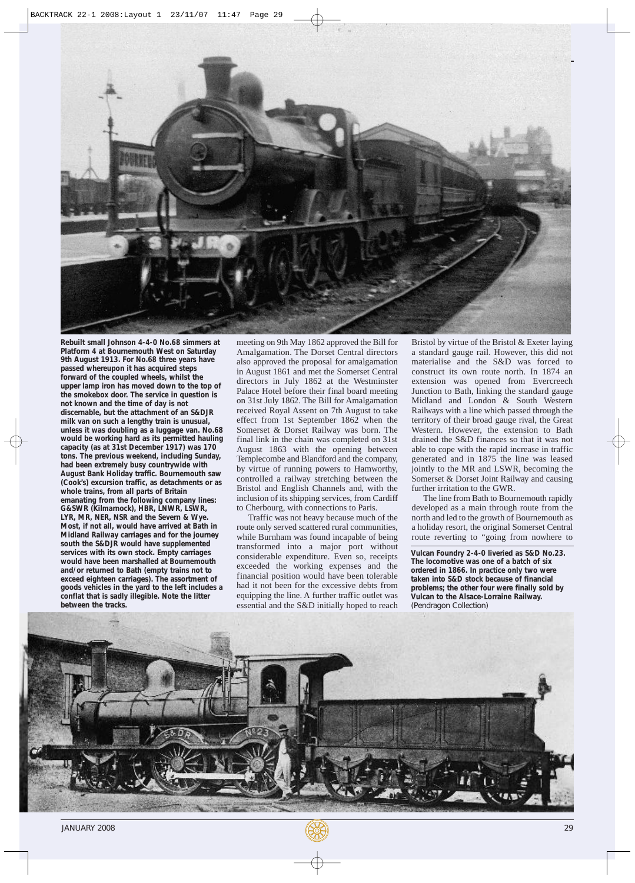**Rebuilt small Johnson 4-4-0 No.68 simmers at Platform 4 at Bournemouth West on Saturday 9th August 1913. For No.68 three years have passed whereupon it has acquired steps forward of the coupled wheels, whilst the upper lamp iron has moved down to the top of the smokebox door. The service in question is not known and the time of day is not discernable, but the attachment of an S&DJR milk van on such a lengthy train is unusual, unless it was doubling as a luggage van. No.68 would be working hard as its permitted hauling capacity (as at 31st December 1917) was 170 tons. The previous weekend, including Sunday, had been extremely busy countrywide with August Bank Holiday traffic. Bournemouth saw (Cook's) excursion traffic, as detachments or as whole trains, from all parts of Britain emanating from the following company lines: G&SWR (Kilmarnock), HBR, LNWR, LSWR, LYR, MR, NER, NSR and the Severn & Wye. Most, if not all, would have arrived at Bath in Midland Railway carriages and for the journey south the S&DJR would have supplemented services with its own stock. Empty carriages would have been marshalled at Bournemouth and/or returned to Bath (empty trains not to exceed eighteen carriages). The assortment of goods vehicles in the yard to the left includes a conflat that is sadly illegible. Note the litter between the tracks.**

meeting on 9th May 1862 approved the Bill for Amalgamation. The Dorset Central directors also approved the proposal for amalgamation in August 1861 and met the Somerset Central directors in July 1862 at the Westminster Palace Hotel before their final board meeting on 31st July 1862. The Bill for Amalgamation received Royal Assent on 7th August to take effect from 1st September 1862 when the Somerset & Dorset Railway was born. The final link in the chain was completed on 31st August 1863 with the opening between Templecombe and Blandford and the company, by virtue of running powers to Hamworthy, controlled a railway stretching between the Bristol and English Channels and, with the inclusion of its shipping services, from Cardiff to Cherbourg, with connections to Paris.

Traffic was not heavy because much of the route only served scattered rural communities, while Burnham was found incapable of being transformed into a major port without considerable expenditure. Even so, receipts exceeded the working expenses and the financial position would have been tolerable had it not been for the excessive debts from equipping the line. A further traffic outlet was essential and the S&D initially hoped to reach Bristol by virtue of the Bristol & Exeter laying a standard gauge rail. However, this did not materialise and the S&D was forced to construct its own route north. In 1874 an extension was opened from Evercreech Junction to Bath, linking the standard gauge Midland and London & South Western Railways with a line which passed through the territory of their broad gauge rival, the Great Western. However, the extension to Bath drained the S&D finances so that it was not able to cope with the rapid increase in traffic generated and in 1875 the line was leased jointly to the MR and LSWR, becoming the Somerset & Dorset Joint Railway and causing further irritation to the GWR.

The line from Bath to Bournemouth rapidly developed as a main through route from the north and led to the growth of Bournemouth as a holiday resort, the original Somerset Central route reverting to "going from nowhere to

**Vulcan Foundry 2-4-0 liveried as S&D No.23. The locomotive was one of a batch of six ordered in 1866. In practice only two were taken into S&D stock because of financial problems; the other four were finally sold by Vulcan to the Alsace-Lorraine Railway.** (Pendragon Collection)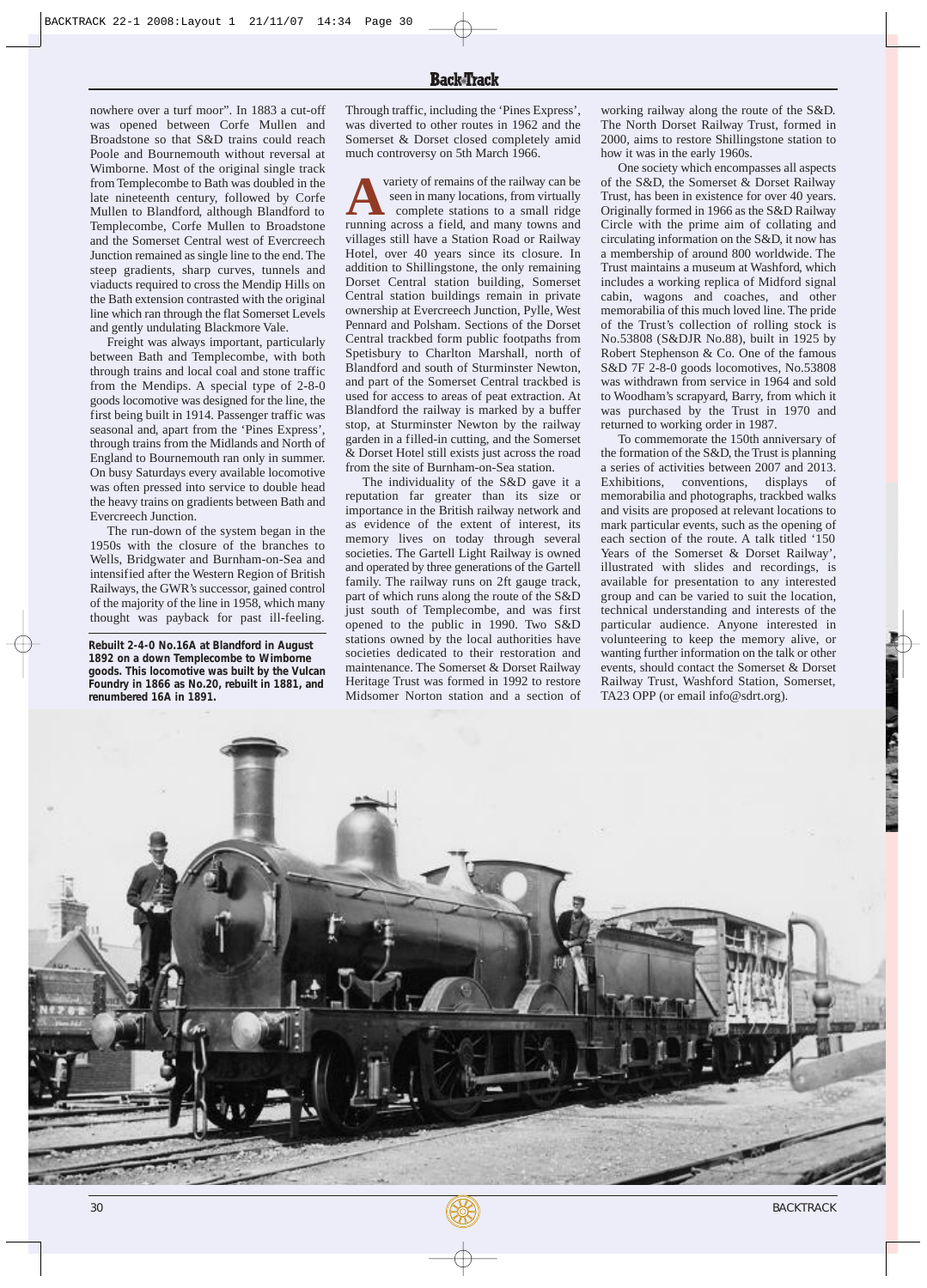nowhere over a turf moor". In 1883 a cut-off was opened between Corfe Mullen and Broadstone so that S&D trains could reach Poole and Bournemouth without reversal at Wimborne. Most of the original single track from Templecombe to Bath was doubled in the late nineteenth century, followed by Corfe Mullen to Blandford, although Blandford to Templecombe, Corfe Mullen to Broadstone and the Somerset Central west of Evercreech Junction remained as single line to the end. The steep gradients, sharp curves, tunnels and viaducts required to cross the Mendip Hills on the Bath extension contrasted with the original line which ran through the flat Somerset Levels and gently undulating Blackmore Vale.

Freight was always important, particularly between Bath and Templecombe, with both through trains and local coal and stone traffic from the Mendips. A special type of 2-8-0 goods locomotive was designed for the line, the first being built in 1914. Passenger traffic was seasonal and, apart from the 'Pines Express', through trains from the Midlands and North of England to Bournemouth ran only in summer. On busy Saturdays every available locomotive was often pressed into service to double head the heavy trains on gradients between Bath and Evercreech Junction.

The run-down of the system began in the 1950s with the closure of the branches to Wells, Bridgwater and Burnham-on-Sea and intensified after the Western Region of British Railways, the GWR's successor, gained control of the majority of the line in 1958, which many thought was payback for past ill-feeling.

**Rebuilt 2-4-0 No.16A at Blandford in August 1892 on a down Templecombe to Wimborne goods. This locomotive was built by the Vulcan Foundry in 1866 as No.20, rebuilt in 1881, and renumbered 16A in 1891.**

Through traffic, including the 'Pines Express', was diverted to other routes in 1962 and the Somerset & Dorset closed completely amid much controversy on 5th March 1966.

A variety of remains of the railway can be seen in many locations, from virtually complete stations to a small ridge running across a field, and many towns and villages still have a Station Road or Railway Hotel, over 40 years since its closure. In addition to Shillingstone, the only remaining Dorset Central station building, Somerset Central station buildings remain in private ownership at Evercreech Junction, Pylle, West Pennard and Polsham. Sections of the Dorset Central trackbed form public footpaths from Spetisbury to Charlton Marshall, north of Blandford and south of Sturminster Newton, and part of the Somerset Central trackbed is used for access to areas of peat extraction. At Blandford the railway is marked by a buffer stop, at Sturminster Newton by the railway garden in a filled-in cutting, and the Somerset & Dorset Hotel still exists just across the road from the site of Burnham-on-Sea station.

The individuality of the S&D gave it a reputation far greater than its size or importance in the British railway network and as evidence of the extent of interest, its memory lives on today through several societies. The Gartell Light Railway is owned and operated by three generations of the Gartell family. The railway runs on 2ft gauge track, part of which runs along the route of the S&D just south of Templecombe, and was first opened to the public in 1990. Two S&D stations owned by the local authorities have societies dedicated to their restoration and maintenance. The Somerset & Dorset Railway Heritage Trust was formed in 1992 to restore Midsomer Norton station and a section of working railway along the route of the S&D. The North Dorset Railway Trust, formed in 2000, aims to restore Shillingstone station to how it was in the early 1960s.

One society which encompasses all aspects of the S&D, the Somerset & Dorset Railway Trust, has been in existence for over 40 years. Originally formed in 1966 as the S&D Railway Circle with the prime aim of collating and circulating information on the S&D, it now has a membership of around 800 worldwide. The Trust maintains a museum at Washford, which includes a working replica of Midford signal cabin, wagons and coaches, and other memorabilia of this much loved line. The pride of the Trust's collection of rolling stock is No.53808 (S&DJR No.88), built in 1925 by Robert Stephenson & Co. One of the famous S&D 7F 2-8-0 goods locomotives, No.53808 was withdrawn from service in 1964 and sold to Woodham's scrapyard, Barry, from which it was purchased by the Trust in 1970 and returned to working order in 1987.

To commemorate the 150th anniversary of the formation of the S&D, the Trust is planning a series of activities between 2007 and 2013. Exhibitions, conventions, displays of memorabilia and photographs, trackbed walks and visits are proposed at relevant locations to mark particular events, such as the opening of each section of the route. A talk titled '150 Years of the Somerset & Dorset Railway', illustrated with slides and recordings, is available for presentation to any interested group and can be varied to suit the location, technical understanding and interests of the particular audience. Anyone interested in volunteering to keep the memory alive, or wanting further information on the talk or other events, should contact the Somerset & Dorset Railway Trust, Washford Station, Somerset, TA23 OPP (or email info@sdrt.org).